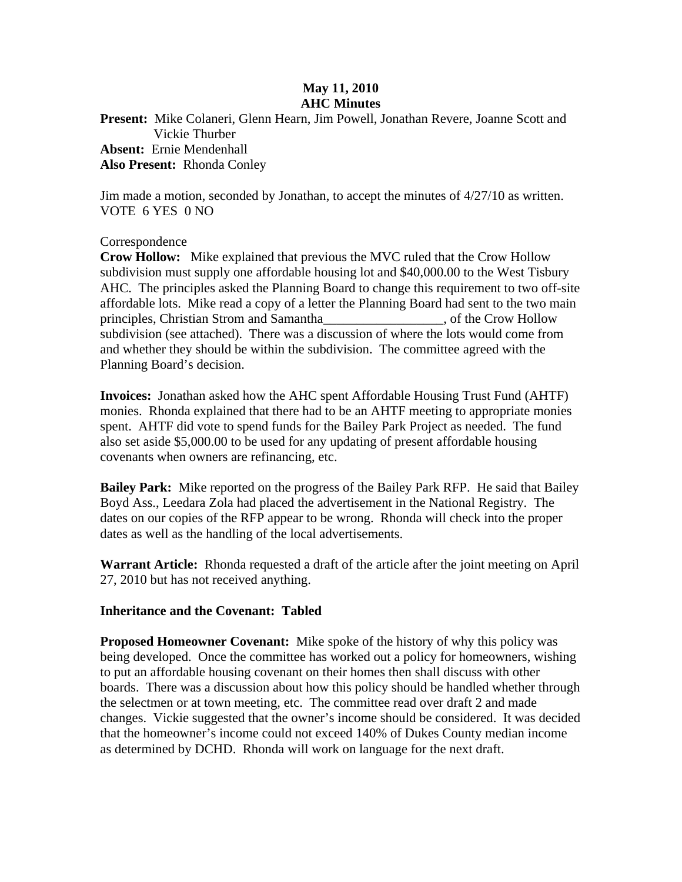**May 11, 2010**
**AHC Minutes**

**Present:** Mike Colaneri, Glenn Hearn, Jim Powell, Jonathan Revere, Joanne Scott and Vickie Thurber
**Absent:** Ernie Mendenhall
**Also Present:** Rhonda Conley

Jim made a motion, seconded by Jonathan, to accept the minutes of 4/27/10 as written. VOTE 6 YES 0 NO

Correspondence

**Crow Hollow:** Mike explained that previous the MVC ruled that the Crow Hollow subdivision must supply one affordable housing lot and $40,000.00 to the West Tisbury AHC. The principles asked the Planning Board to change this requirement to two off-site affordable lots. Mike read a copy of a letter the Planning Board had sent to the two main principles, Christian Strom and Samantha__________________, of the Crow Hollow subdivision (see attached). There was a discussion of where the lots would come from and whether they should be within the subdivision. The committee agreed with the Planning Board's decision.

**Invoices:** Jonathan asked how the AHC spent Affordable Housing Trust Fund (AHTF) monies. Rhonda explained that there had to be an AHTF meeting to appropriate monies spent. AHTF did vote to spend funds for the Bailey Park Project as needed. The fund also set aside $5,000.00 to be used for any updating of present affordable housing covenants when owners are refinancing, etc.

**Bailey Park:** Mike reported on the progress of the Bailey Park RFP. He said that Bailey Boyd Ass., Leedara Zola had placed the advertisement in the National Registry. The dates on our copies of the RFP appear to be wrong. Rhonda will check into the proper dates as well as the handling of the local advertisements.

**Warrant Article:** Rhonda requested a draft of the article after the joint meeting on April 27, 2010 but has not received anything.

**Inheritance and the Covenant: Tabled**

**Proposed Homeowner Covenant:** Mike spoke of the history of why this policy was being developed. Once the committee has worked out a policy for homeowners, wishing to put an affordable housing covenant on their homes then shall discuss with other boards. There was a discussion about how this policy should be handled whether through the selectmen or at town meeting, etc. The committee read over draft 2 and made changes. Vickie suggested that the owner's income should be considered. It was decided that the homeowner's income could not exceed 140% of Dukes County median income as determined by DCHD. Rhonda will work on language for the next draft.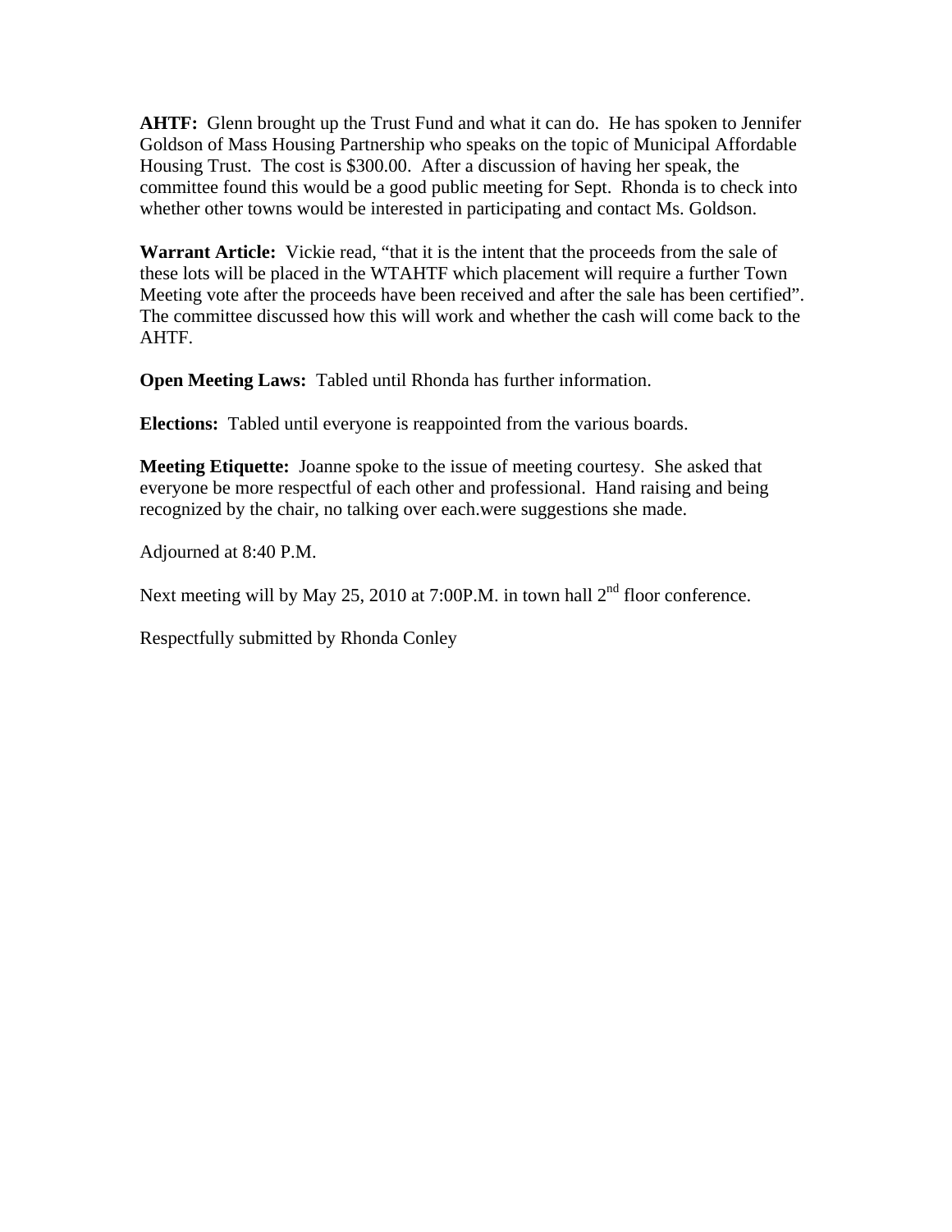**AHTF:** Glenn brought up the Trust Fund and what it can do. He has spoken to Jennifer Goldson of Mass Housing Partnership who speaks on the topic of Municipal Affordable Housing Trust. The cost is $300.00. After a discussion of having her speak, the committee found this would be a good public meeting for Sept. Rhonda is to check into whether other towns would be interested in participating and contact Ms. Goldson.

**Warrant Article:** Vickie read, "that it is the intent that the proceeds from the sale of these lots will be placed in the WTAHTF which placement will require a further Town Meeting vote after the proceeds have been received and after the sale has been certified". The committee discussed how this will work and whether the cash will come back to the AHTF.

**Open Meeting Laws:** Tabled until Rhonda has further information.

**Elections:** Tabled until everyone is reappointed from the various boards.

**Meeting Etiquette:** Joanne spoke to the issue of meeting courtesy. She asked that everyone be more respectful of each other and professional. Hand raising and being recognized by the chair, no talking over each.were suggestions she made.

Adjourned at 8:40 P.M.

Next meeting will by May 25, 2010 at 7:00P.M. in town hall 2nd floor conference.

Respectfully submitted by Rhonda Conley